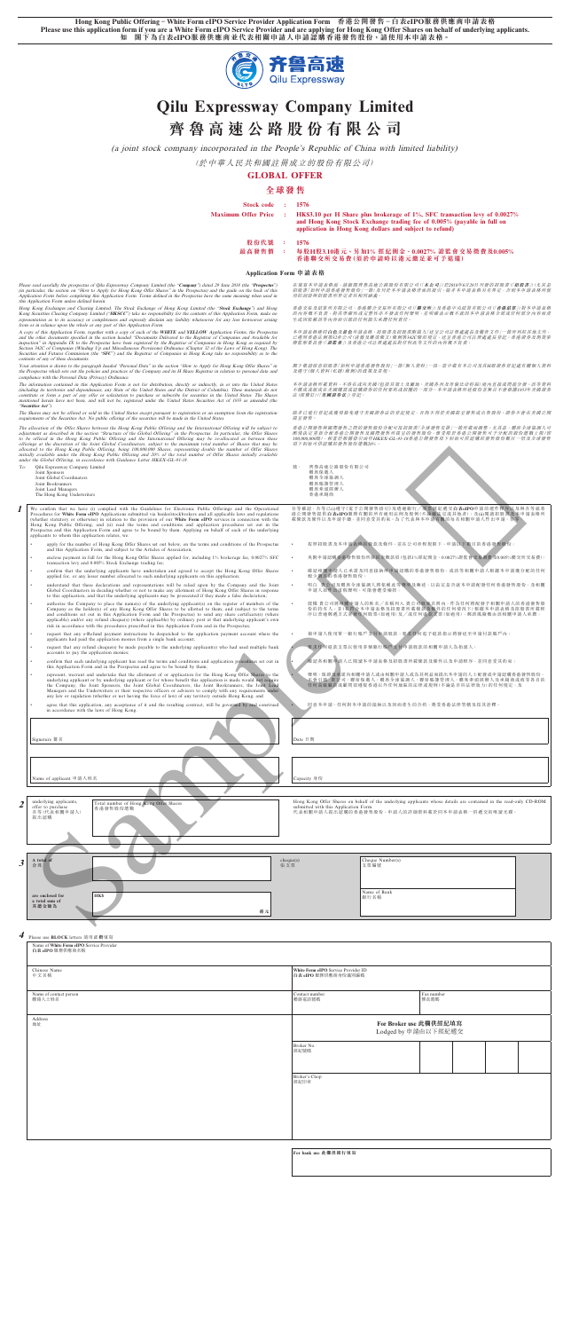**Hong Kong Public Offering – White Form eIPO Service Provider Application Form 香港公開發售－白表eIPO服務供應商申請表格**

**Please use this application form if you are a White Form eIPO Service Provider and are applying for Hong Kong Offer Shares on behalf of underlying applicants.**

**如 閣下為白表eIPO服務供應商並代表相關申請人申請認購香港發售股份，請使用本申請表格。**

# Qilu Expressway Company Limited

# 齊魯高速公路股份有限公司

*(a joint stock company incorporated in the People's Republic of China with limited liability)*

*(於中華人民共和國註冊成立的股份有限公司)*

## GLOBAL OFFER

## 全球發售

**Stock code : 1576**

**Maximum Offer Price : HK$3.10 per H Share plus brokerage of 1%, SFC transaction levy of 0.0027% and Hong Kong Stock Exchange trading fee of 0.005% (payable in full on application in Hong Kong dollars and subject to refund)**

**股份代號 ： 1576**

**最高發售價 ： 每股H股3.10港元，另加1%經紀佣金、0.0027%證監會交易徵費及0.005%香港聯交所交易費(須於申請時以港元繳足，多繳款項可予退還)**

### Application Form 申請表格

*Please read carefully the prospectus of Qilu Expressway Company Limited (the "Company") dated 28 June 2018 (the "Prospectus") (in particular, the section on "How to Apply for Hong Kong Offer Shares" in the Prospectus) and the guide on the back of this Application Form before completing this Application Form. Terms defined in the Prospectus have the same meaning when used in this Application Form unless defined herein.*

*Hong Kong Exchanges and Clearing Limited, The Stock Exchange of Hong Kong Limited (the "Stock Exchange") and Hong Kong Securities Clearing Company Limited ("HKSCC") take no responsibility for the contents of this Application Form, make no representation as to its accuracy or completeness and expressly disclaim any liability whatsoever for any loss howsoever arising from or in reliance upon the whole or any part of this Application Form.*

*A copy of this Application Form, together with a copy of each of the WHITE and YELLOW Application Forms, the Prospectus and the other documents specified in the section headed "Documents Delivered to the Registrar of Companies and Available for Inspection" in Appendix IX to the Prospectus have been registered by the Registrar of Companies in Hong Kong as required by Section 342C of Companies (Winding Up and Miscellaneous Provisions) Ordinance (Chapter 32 of the Laws of Hong Kong). The Securities and Futures Commission (the "SFC") and the Registrar of Companies in Hong Kong take no responsibility as to the contents of any of these documents.*

*Your attention is drawn to the paragraph headed "Personal Data" in the section "How to Apply for Hong Kong Offer Shares" in the Prospectus which sets out the policies and practices of the Company and its H Share Registrar in relation to personal data and compliance with the Personal Data (Privacy) Ordinance.*

*The information contained in this Application Form is not for distribution, directly or indirectly, in or into the United States (including its territories and dependencies, any State of the United States and the District of Columbia). These materials do not constitute or form a part of any offer or solicitation to purchase or subscribe for securities in the United States. The Shares mentioned herein have not been, and will not be, registered under the United States Securities Act of 1933 as amended (the "Securities Act").*

*The Shares may not be offered or sold in the United States except pursuant to registration or an exemption from the registration requirements of the Securities Act. No public offering of the securities will be made in the United States.*

*The allocation of the Offer Shares between the Hong Kong Public Offering and the International Offering will be subject to adjustment as described in the section "Structure of the Global Offering" in the Prospectus. In particular, the Offer Shares to be offered in the Hong Kong Public Offering and the International Offering may be re-allocated as between these offerings at the discretion of the Joint Global Coordinators, subject to the maximum total number of Shares that may be allocated to the Hong Kong Public Offering, being 100,000,000 Shares, representing double the number of Offer Shares initially available under the Hong Kong Public Offering and 20% of the total number of Offer Shares initially available under the Global Offering, in accordance with Guidance Letter HKEX-GL-91-18.*

在填寫本申請表格前，請細閱齊魯高速公路股份有限公司(「**本公司**」)於2018年6月28日刊發的招股章程(「**招股章程**」)(尤其是招股章程「如何申請香港發售股份」一節)及刊於本申請表格背面的指引。除本申請表格另有界定外，否則本申請表格所用詞語與招股章程所界定者具相同涵義。

香港交易及結算所有限公司、香港聯合交易所有限公司(「**聯交所**」)及香港中央結算有限公司(「**香港結算**」)對本申請表格的內容概不負責，對其準確性或完整性亦不發表任何聲明，並明確表示概不就因本申請表格全部或任何部分內容而產生或因依賴該等內容而引致的任何損失承擔任何責任。

本申請表格連同**白色**及**黃色**申請表格、招股章程及招股章程附錄九「送呈公司註冊處處長及備查文件」一節所列的其他文件，已遵照香港法例第32章《公司(清盤及雜項條文)條例》第342C條的規定，送呈香港公司註冊處處長登記。證券及期貨事務監察委員會(「**證監會**」)及香港公司註冊處處長對任何該等文件的內容概不負責。

閣下敬請留意招股章程「如何申請香港發售股份」一節「個人資料」一段，當中載有本公司及其H股證券登記處有關個人資料及遵守《個人資料(私隱)條例》的政策及常規。

本申請表格所載資料，不得在或向美國(包括其領土及屬地、美國各州及哥倫比亞特區)境內直接或間接分發。該等資料不構成或組成在美國購買或認購證券的任何要約或招攬的一部分。本申請表格所述股份並未亦不會根據1933年美國證券法(經修訂)(「**美國證券法**」)登記。

除非已根據美國證券法辦理登記或獲豁免遵守美國證券法的登記規定，否則不得在美國發售或出售股份。將不會在美國公開發售證券。

香港公開發售與國際發售之間的發售股份分配可按招股章程「全球發售的架構」一節所述予以調整。尤其是，聯席全球協調人可酌情將發售股份自香港公開發售重新分配至國際發售，惟根據香港聯交所指引信HKEX-GL-91-18，可分配至香港公開發售的股份總數上限為100,000,000股，相當於根據香港公開發售初步可供認購的發售股份數目的兩倍及根據全球發售初步可供認購的發售股份總數的20%。

To: Qilu Expressway Company Limited
Joint Sponsors
Joint Global Coordinators
Joint Bookrunners
Joint Lead Managers
The Hong Kong Underwriters

致： 齊魯高速公路股份有限公司
聯席保薦人
聯席全球協調人
聯席賬簿管理人
聯席牽頭經辦人
香港包銷商

**1**

We confirm that we have (i) complied with the Guidelines for Electronic Public Offerings and the Operational Procedures for **White Form eIPO** Applications submitted via banks/stockbrokers and all applicable laws and regulations (whether statutory or otherwise) in relation to the provision of our **White Form eIPO** services in connection with the Hong Kong Public Offering; and (ii) read the terms and conditions and application procedures set out in the Prospectus and this Application Form and agree to be bound by them. Applying on behalf of each of the underlying applicants to whom this application relates, we:

- apply for the number of Hong Kong Offer Shares set out below, on the terms and conditions of the Prospectus and this Application Form, and subject to the Articles of Association;
- enclose payment in full for the Hong Kong Offer Shares applied for, including 1% brokerage fee, 0.0027% SFC transaction levy and 0.005% Stock Exchange trading fee;
- confirm that the underlying applicants have undertaken and agreed to accept the Hong Kong Offer Shares applied for, or any lesser number allocated to such underlying applicants on this application;
- understand that these declarations and representations will be relied upon by the Company and the Joint Global Coordinators in deciding whether or not to make any allotment of Hong Kong Offer Shares in response to this application and that the underlying applicants may be prosecuted if they made a false declaration;
- authorise the Company to place the name(s) of the underlying applicant(s) on the register of members of the Company as the holder(s) of any Hong Kong Offer Shares to be allotted to them, and (subject to the terms and conditions set out in this Application Form and the Prospectus) to send any share certificate(s) (where applicable) and/or any refund cheque(s) (where applicable) by ordinary post at that underlying applicant's own risk in accordance with the procedures prescribed in this Application Form and in the Prospectus;
- request that any e-Refund payment instructions be dispatched to the application payment account where the applicants had paid the application monies from a single bank account;
- request that any refund cheque(s) be made payable to the underlying applicant(s) who had used multiple bank accounts to pay the application monies;
- confirm that each underlying applicant has read the terms and conditions and application procedures set out in this Application Form and in the Prospectus and agree to be bound by them;
- represent, warrant and undertake that the allotment of or application for the Hong Kong Offer Shares to the underlying applicant or by underlying applicant or for whose benefit this application is made would not require the Company, the Joint Sponsors, the Joint Global Coordinators, the Joint Bookrunners, the Joint Lead Managers and the Underwriters or their respective officers or advisers to comply with any requirements under any law or regulation (whether or not having the force of law) of any territory outside Hong Kong; and
- agree that this application, any acceptance of it and the resulting contract, will be governed by and construed in accordance with the laws of Hong Kong.

吾等確認，吾等已(i)遵守《電子公開發售指引》及透過銀行╱股票經紀遞交**白表eIPO**申請的運作程序以及與吾等就香港公開發售提供**白表eIPO**服務有關的所有適用法例及規例(不論法定或其他)；及(ii)細閱招股章程及本申請表格所載條款及條件以及申請手續，並同意受其約束。為了代表與本申請有關的每名相關申請人作出申請，吾等：

- 按照招股章程及本申請表格的條款及條件，並在組織章程細則規限下，申請以下數目的香港發售股份；
- 夾附申請認購香港發售股份所需的全數款項(包括1%經紀佣金、0.0027%證監會交易徵費及0.005%聯交所交易費)；
- 確認相關申請人已承諾及同意接納所申請認購的香港發售股份，或該等相關申請人根據本申請獲分配的任何較少數目的香港發售股份；
- 明白 貴公司及聯席全球協調人將依賴此等聲明及陳述，以決定是否就本申請配發任何香港發售股份，及相關申請人如作出虛假聲明，可能會遭受檢控；
- 授權 貴公司將相關申請人的姓名╱名稱列入 貴公司股東名冊內，作為任何將配發予相關申請人的香港發售股份的持有人，並(在符合本申請表格及招股章程所載條款及條件的情況下)根據本申請表格及招股章程所載程序以普通郵遞方式寄發任何股票(如適用)及╱或任何退款支票(如適用)，郵誤風險概由該相關申請人承擔；
- 要求任何電子退款指示發送到申請人以單一銀行賬戶繳交申請款項的申請付款賬戶內；
- 要求任何以多個銀行賬戶繳交申請款項的退款支票以相關申請人為抬頭人；
- 確認各相關申請人已閱讀本申請表格及招股章程所載條款及條件以及申請手續，並同意受其約束；
- 聲明、保證及承諾向相關申請人或由相關申請人或為其利益而提出本申請的人士配發或申請認購香港發售股份，不會引致 貴公司、聯席保薦人、聯席全球協調人、聯席賬簿管理人、聯席牽頭經辦人及包銷商或彼等各自的高級職員或顧問須遵從香港以外任何地區的法律或法規(不論是否具法律效力)的任何規定；及
- 同意本申請、對本申請的任何接納以及因而訂立的合約，將受香港法例管轄並按其詮釋。

| Signature 簽名 | Date 日期 |
|---|---|
| Name of applicant 申請人姓名 | Capacity 身份 |

**2**

| underlying applicants, offer to purchase 吾等(代表相關申請人)提出認購 | Total number of Hong Kong Offer Shares 香港發售股份總數 | Hong Kong Offer Shares on behalf of the underlying applicants whose details are contained in the read-only CD-ROM submitted with this Application Form. 代表相關申請人提出認購的香港發售股份，申請人的詳細資料載於連同本申請表格一併遞交的唯讀光碟。 |
|---|---|---|

**3**

| A total of 合共 | cheque(s) 張支票 | Cheque Number(s) 支票編號 |
|---|---|---|
| are enclosed for a total sum of 其總金額為 | HK$ 港元 | Name of Bank 銀行名稱 |

**4**

Please use **BLOCK** letters 請用**正楷**填寫

| Name of **White Form eIPO** Service Provider 白表eIPO服務供應商名稱 | |
|---|---|
| Chinese Name 中文名稱 | **White Form eIPO** Service Provider ID 白表eIPO服務供應商身份識別編號 |
| Name of contact person 聯絡人士姓名 | Contact number 聯絡電話號碼 / Fax number 傳真號碼 |
| Address 地址 | **For Broker use 此欄供經紀填寫** Lodged by 申請由以下經紀遞交 |
| | Broker No. 經紀號碼 |
| | Broker's Chop 經紀印章 |

**For bank use 此欄供銀行填寫**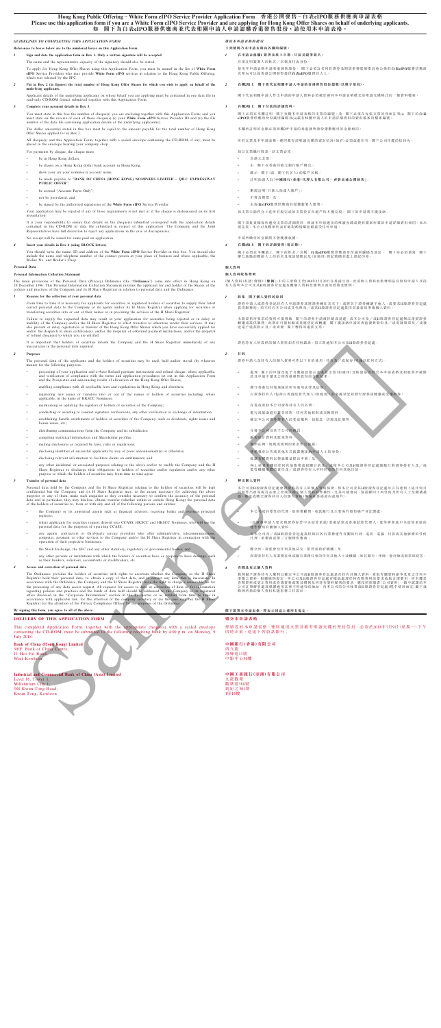# Hong Kong Public Offering – White Form eIPO Service Provider Application Form 香港公開發售－白表eIPO服務供應商申請表格

**Please use this application form if you are a White Form eIPO Service Provider and are applying for Hong Kong Offer Shares on behalf of underlying applicants.**
**如 閣下為白表eIPO服務供應商並代表相關申請人申請認購香港發售股份，請使用本申請表格。**

## GUIDELINES TO COMPLETING THIS APPLICATION FORM

**References to boxes below are to the numbered boxes on this Application Form.**

### 1 Sign and date the application form in Box 1. Only a written signature will be accepted.

The name and the representative capacity of the signatory should also be stated.

To apply for Hong Kong Offer Shares using this Application Form, you must be named in the list of **White Form eIPO** Service Providers who may provide **White Form eIPO** services in relation to the Hong Kong Public Offering, which was released by the SFC.

### 2 Put in Box 2 (in figures) the total number of Hong Kong Offer Shares for which you wish to apply on behalf of the underlying applicants.

Application details of the underlying applicants on whose behalf you are applying must be contained in one data file in read-only CD-ROM format submitted together with this Application Form.

### 3 Complete your payment details in Box 3.

You must state in this box the number of cheque(s) you are enclosing together with this Application Form; and you must state on the reverse of each of those cheque(s) (i) your **White Form eIPO** Service Provider ID and (ii) the file number of the data file containing application details of the underlying applicant(s).

The dollar amount(s) stated in this box must be equal to the amount payable for the total number of Hong Kong Offer Shares applied for in Box 2.

All cheque(s) and this Application Form, together with a sealed envelope containing the CD-ROM, if any, must be placed in the envelope bearing your company chop.

For payments by cheque, the cheque must:

- be in Hong Kong dollars;
- be drawn on a Hong Kong dollar bank account in Hong Kong;
- show your (or your nominee's) account name;
- be made payable to "**BANK OF CHINA (HONG KONG) NOMINEES LIMITED – QILU EXPRESSWAY PUBLIC OFFER**";
- be crossed "Account Payee Only";
- not be post-dated; and
- be signed by the authorised signatories of the **White Form eIPO** Service Provider.

Your application may be rejected if any of these requirements is not met or if the cheque is dishonoured on its first presentation.

It is your responsibility to ensure that details on the cheque(s) submitted correspond with the application details contained in the CD-ROM or data file submitted in respect of this application. The Company and the Joint Representatives have full discretion to reject any applications in the case of discrepancies.

No receipt will be issued for sums paid on application.

### 4 Insert your details in Box 4 (using BLOCK letters).

You should write the name, ID and address of the **White Form eIPO** Service Provider in this box. You should also include the name and telephone number of the contact person at your place of business and where applicable, the Broker No. and Broker's Chop.

## Personal Data

### Personal Information Collection Statement

The main provisions of the Personal Data (Privacy) Ordinance (the "**Ordinance**") came into effect in Hong Kong on 20 December 1996. This Personal Information Collection Statement informs the applicant for and holder of the Shares of the policies and practices of the Company and its H Share Registrar in relation to personal data and the Ordinance.

### 1 Reasons for the collection of your personal data

From time to time it is necessary for applicants for securities or registered holders of securities to supply their latest correct personal data to the Company or its agents and/or its H Share Registrar when applying for securities or transferring securities into or out of their names or in procuring the services of the H Share Registrar.

Failure to supply the requested data may result in your application for securities being rejected or in delay or inability of the Company and/or its H Share Registrar to effect transfers or otherwise render their services. It may also prevent or delay registration or transfers of the Hong Kong Offer Shares which you have successfully applied for and/or the despatch of share certificate(s), and/or the despatch of e-Refund payment instructions, and/or the despatch of refund cheque(s) to which you are entitled.

It is important that holders of securities inform the Company and the H Share Registrar immediately of any inaccuracies in the personal data supplied.

### 2 Purposes

The personal data of the applicants and the holders of securities may be used, held and/or stored (by whatever means) for the following purposes:

- processing of your application and e-Auto Refund payment instructions and refund cheque, where applicable, and verification of compliance with the terms and application procedures set out in this Application Form and the Prospectus and announcing results of allocation of the Hong Kong Offer Shares;
- enabling compliance with all applicable laws and regulations in Hong Kong and elsewhere;
- registering new issues or transfers into or out of the names of holders of securities including, where applicable, in the name of HKSCC Nominees;
- maintaining or updating the registers of holders of securities of the Company;
- conducting or assisting to conduct signature verifications, any other verification or exchange of information;
- establishing benefit entitlements of holders of securities of the Company, such as dividends, rights issues and bonus issues, etc.;
- distributing communications from the Company and its subsidiaries;
- compiling statistical information and Shareholder profiles;
- making disclosures as required by laws, rules or regulations;
- disclosing identities of successful applicants by way of press announcement(s) or otherwise;
- disclosing relevant information to facilitate claims on entitlements; and
- any other incidental or associated purposes relating to the above and/or to enable the Company and the H Share Registrar to discharge their obligations to holders of securities and/or regulators and/or any other purposes to which the holders of securities may from time to time agree.

### 3 Transfer of personal data

Personal data held by the Company and the H Share Registrar relating to the holders of securities will be kept confidential but the Company and its H Share Registrar may, to the extent necessary for achieving the above purposes or any of them, make such enquiries as they consider necessary to confirm the accuracy of the personal data and in particular, they may disclose, obtain, transfer (whether within or outside Hong Kong) the personal data of the holders of securities to, from or with any and all of the following persons and entities:

- the Company or its appointed agents such as financial advisers, receiving banks and overseas principal registrar;
- where applicants for securities request deposit into CCASS, HKSCC and HKSCC Nominees, who will use the personal data for the purposes of operating CCASS;
- any agents, contractors or third-party service providers who offer administrative, telecommunications, computer, payment or other services to the Company and/or the H Share Registrar in connection with the operation of their respective businesses;
- the Stock Exchange, the SFC and any other statutory, regulatory or governmental bodies; and
- any other persons or institutions with which the holders of securities have or propose to have dealings, such as their bankers, solicitors, accountants or stockbrokers, etc.

### 4 Access and correction of personal data

The Ordinance provides the holders of securities with rights to ascertain whether the Company or the H Share Registrar hold their personal data, to obtain a copy of that data, and to correct any data that is inaccurate. In accordance with the Ordinance, the Company and the H Share Registrar have the right to charge a reasonable fee for the processing of any data access request. All requests for access to data or correction of data or for information regarding policies and practices and the kinds of data held should be addressed to the Company at its registered office disclosed in the "Corporate Information" section in the Prospectus or as notified from time to time in accordance with applicable law, for the attention of the company secretary or (as the case may be) the H Share Registrar for the attention of the Privacy Compliance Officer for the purposes of the Ordinance.

**By signing this form, you agree to all of the above.**

## DELIVERY OF THIS APPLICATION FORM

This completed Application Form, together with the appropriate cheque(s) and a sealed envelope containing the CD-ROM, must be submitted to the following receiving bank by 4:00 p.m. on Monday, 9 July 2018:

**Bank of China (Hong Kong) Limited**
30/F, Bank of China Centre,
11 Hoi Fai Road,
West Kowloon

**Industrial and Commercial Bank of China (Asia) Limited**
Level 16, Tower 1,
Millennium City 1,
388 Kwun Tong Road,
Kwun Tong, Kowloon

## 填寫本申請表格的指引

**下列提述乃本申請表格中各欄的編號。**

### 1 在申請表格欄1簽署及填上日期。只接受親筆簽名。

亦須註明簽署人的姓名╱名稱及代表身份。

使用本申請表格申請香港發售股份， 閣下必須名列於證券及期貨事務監察委員會公佈的白表eIPO服務供應商名單內並可就香港公開發售提供白表eIPO服務的人士。

### 2 在欄2填上 閣下欲代表相關申請人申請的香港發售股份總數(以數字填寫)。

閣下代表相關申請人作出申請的申請人資料必須載於連同本申請表格遞交的唯讀光碟格式的一個資料檔案內。

### 3 在欄3填上 閣下付款的詳細資料。

閣下必須在本欄註明 閣下與本申請表格一併附上的支票數目；及 閣下必須在每張支票的背面註明(i) 閣下的白表eIPO服務供應商身份證明及(ii)載有相關申請人的申請詳細資料的資料檔案的檔案編號。

本欄所註明的金額必須與欄2所申請的香港發售股份總數應付的金額相同。

所有支票及本申請表格，連同載有唯讀光碟的密封信封(如有)必須放進印有 閣下公司印鑑的信封內。

如以支票繳付股款，該支票必須：

- 為港元支票；
- 由 閣下在香港的港元銀行賬戶開出；
- 顯示 閣下(或 閣下代名人)的賬戶名稱；
- 註明抬頭人為「**中國銀行(香港)代理人有限公司－齊魯高速公開發售**」；
- 劃線註明「只准入抬頭人賬戶」；
- 不得為期票；及
- 由白表eIPO服務供應商的授權簽署人簽署。

如支票未能符合上述所有規定或如支票首次過戶時不獲兌現， 閣下的申請可遭拒絕。

閣下須負責確保所遞交支票的詳細資料，與就本申請所遞交的唯讀光碟或資料檔案所載的申請詳細資料相符。如有差異，本公司及聯席代表有絕對酌情權拒絕任何申請。

申請時繳付的金額將不會獲發收據。

### 4 在欄4填上 閣下的詳細資料(用正楷)。

閣下必須在本欄填上 閣下的名稱╱名稱、白表eIPO服務供應商身份識別編號及地址。 閣下亦必須填寫 閣下辦公地點的聯絡人士的姓名及電話號碼以及(如適用)經紀號碼及加蓋經紀印章。

## 個人資料

### 個人資料收集聲明

《個人資料(私隱)條例》(「**條例**」)中的主要條文於1996年12月20日在香港生效。此項個人資料收集聲明是向股份申請人及持有人說明本公司及其H股證券登記處有關個人資料及條例的政策及慣例。

### 1 收集 閣下個人資料的原因

證券申請人或證券登記持有人申請證券或將證券轉往其名下，或將名下證券轉讓予他人，或要求H股證券登記處提供服務時，須不時向本公司或其代理及╱或其H股證券登記處提供其最新的準確個人資料。

未能提供所要求的資料可能導致 閣下的證券申請被拒或延遲，或本公司及╱或其H股證券登記處無法落實轉讓或提供服務。此舉也可能妨礙或延遲登記或轉讓 閣下成功申請的香港發售股份及╱或寄發股票及╱或發送電子退款指示及╱或寄發 閣下應得的退款支票。

證券持有人所提供的個人資料如有任何錯誤，須立即通知本公司及H股證券登記處。

### 2 目的

證券申請人及持有人的個人資料可作以下用途使用、持有及╱或保存(以任何方式)：

- 處理 閣下的申請及電子自動退款指示及退款支票(如適用)及核實是否符合本申請表格及招股章程載列的條款及申請程序以及公佈香港發售股份的分配結果；
- 遵守香港及其他地區的所有適用法律及法規；
- 以證券持有人(包括香港結算代理人(如適用))的名義登記新發行證券或轉讓或受讓證券；
- 存置或更新本公司證券持有人的名冊；
- 進行或協助進行簽名核對、任何其他核實或交換資料；
- 確定本公司證券持有人的受益權利，例如股息、供股及紅股等；
- 分發本公司及其子公司的通訊；
- 編製統計資料及股東資料；
- 按照法例、規則或規例的規定作出披露；
- 透過報章公告或其他方式披露成功申請人士的身份；
- 披露有關資料以便就權益索償；及
- 與上述者有關的任何其他附帶或相關目的及╱或使本公司及H股證券登記處能履行對證券持有人及╱或監管機構承擔的責任及╱或證券持有人不時同意的任何其他目的。

### 3 轉交個人資料

本公司及H股證券登記處所持有關證券持有人的個人資料將會保密，但本公司及其H股證券登記處可以在為達到上述任何目的而作出其認為必要的查詢以確認個人資料的準確性，尤其可能會向、從或與下列任何及所有人士及實體披露、獲取或轉交證券持有人的個人資料(不論在香港境內或境外)：

- 本公司或其委任的代理，如財務顧問、收款銀行及主要海外股份過戶登記處；
- (如證券申請人要求將證券存於中央結算系統)香港結算及香港結算代理人；彼等將會就中央結算系統的運作使用有關個人資料；
- 向本公司及╱或H股證券登記處提供與其各自業務營運有關的行政、電訊、電腦、付款或其他服務的任何代理、承辦商或第三方服務供應商；
- 聯交所、證監會及任何其他法定、監管或政府機關；及
- 與證券持有人有業務往來或擬有業務往來的任何其他人士或機構，如其銀行、律師、會計師或股票經紀等。

### 4 查閱及更正個人資料

條例賦予證券持有人權利以確定本公司或H股證券登記處是否持有其個人資料，並有權索取有關資料副本並更正任何不準確資料。根據條例規定，本公司及H股證券登記處有權就處理任何查閱資料的要求收取合理費用。所有關於查閱資料或更正資料或關於政策及慣例及所持資料類型的資料的要求，應按招股章程「公司資料」一節所披露或不時按適用法律通知的本公司註冊地址送交公司秘書，或(視情況而定)送交H股證券登記處屬下就條例而言的私隱政策主任。

**閣下簽署本申請表格，即表示同意上述所有規定。**

## 遞交本申請表格

經填妥的本申請表格，連同適當支票及載有唯讀光碟的密封信封，必須於2018年7月9日(星期一)下午4時正前，送達下列收款銀行：

**中國銀行(香港)有限公司**
西九龍
海輝道11號
中銀中心30樓

**中國工商銀行(亞洲)有限公司**
九龍觀塘
觀塘道388號
創紀之城1期
1座16樓